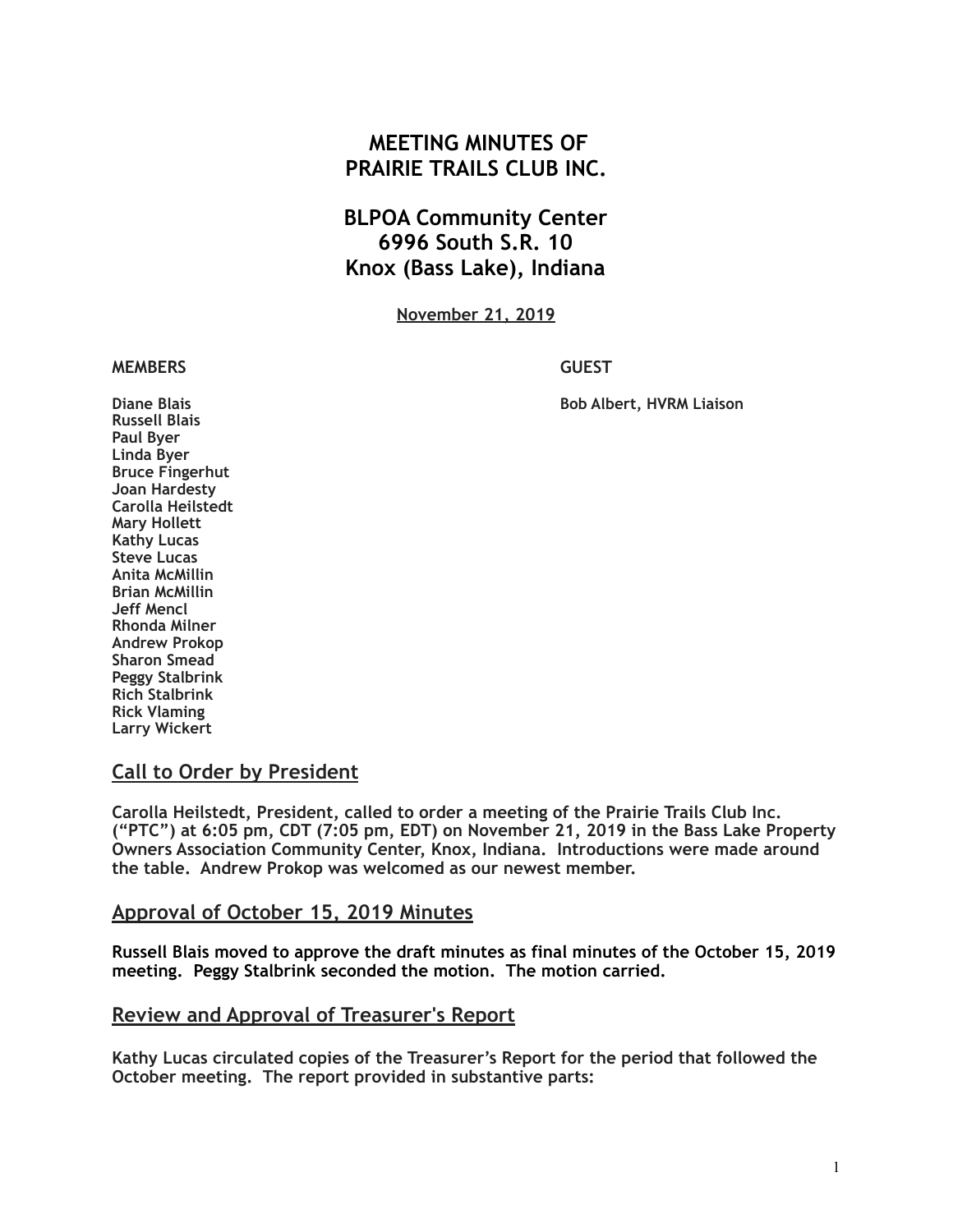# MEETING MINUTES OF PRAIRIE TRAILS CLUB INC.

# BLPOA Community Center
# 6996 South S.R. 10
# Knox (Bass Lake), Indiana

**November 21, 2019**

**MEMBERS**

**Diane Blais**
**Russell Blais**
**Paul Byer**
**Linda Byer**
**Bruce Fingerhut**
**Joan Hardesty**
**Carolla Heilstedt**
**Mary Hollett**
**Kathy Lucas**
**Steve Lucas**
**Anita McMillin**
**Brian McMillin**
**Jeff Mencl**
**Rhonda Milner**
**Andrew Prokop**
**Sharon Smead**
**Peggy Stalbrink**
**Rich Stalbrink**
**Rick Vlaming**
**Larry Wickert**

**GUEST**

**Bob Albert, HVRM Liaison**

## Call to Order by President

**Carolla Heilstedt, President, called to order a meeting of the Prairie Trails Club Inc. ("PTC") at 6:05 pm, CDT (7:05 pm, EDT) on November 21, 2019 in the Bass Lake Property Owners Association Community Center, Knox, Indiana. Introductions were made around the table. Andrew Prokop was welcomed as our newest member.**

## Approval of October 15, 2019 Minutes

**Russell Blais moved to approve the draft minutes as final minutes of the October 15, 2019 meeting. Peggy Stalbrink seconded the motion. The motion carried.**

## Review and Approval of Treasurer's Report

**Kathy Lucas circulated copies of the Treasurer's Report for the period that followed the October meeting. The report provided in substantive parts:**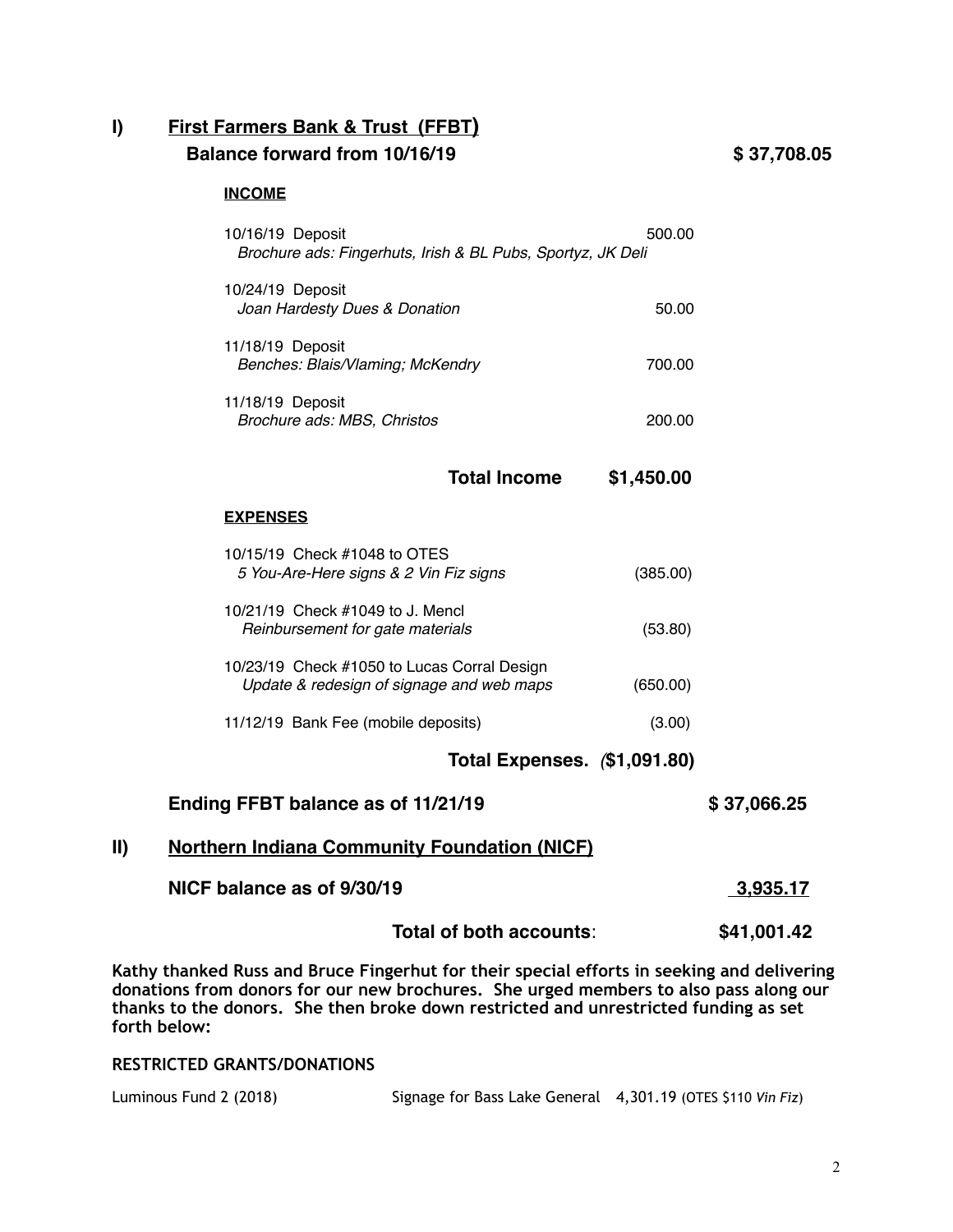## I) First Farmers Bank & Trust (FFBT)

**Balance forward from 10/16/19 — $ 37,708.05**

**INCOME**

| | | |
|---|---|---|
| 10/16/19 Deposit<br>*Brochure ads: Fingerhuts, Irish & BL Pubs, Sportyz, JK Deli* | 500.00 | |
| 10/24/19 Deposit<br>*Joan Hardesty Dues & Donation* | 50.00 | |
| 11/18/19 Deposit<br>*Benches: Blais/Vlaming; McKendry* | 700.00 | |
| 11/18/19 Deposit<br>*Brochure ads: MBS, Christos* | 200.00 | |
| **Total Income** | **$1,450.00** | |

**EXPENSES**

| | | |
|---|---|---|
| 10/15/19 Check #1048 to OTES<br>*5 You-Are-Here signs & 2 Vin Fiz signs* | (385.00) | |
| 10/21/19 Check #1049 to J. Mencl<br>*Reimbursement for gate materials* | (53.80) | |
| 10/23/19 Check #1050 to Lucas Corral Design<br>*Update & redesign of signage and web maps* | (650.00) | |
| 11/12/19 Bank Fee (mobile deposits) | (3.00) | |
| **Total Expenses.** | **(\$1,091.80)** | |

**Ending FFBT balance as of 11/21/19 — $ 37,066.25**

## II) Northern Indiana Community Foundation (NICF)

**NICF balance as of 9/30/19 — 3,935.17**

**Total of both accounts: $41,001.42**

**Kathy thanked Russ and Bruce Fingerhut for their special efforts in seeking and delivering donations from donors for our new brochures. She urged members to also pass along our thanks to the donors. She then broke down restricted and unrestricted funding as set forth below:**

**RESTRICTED GRANTS/DONATIONS**

| | | |
|---|---|---|
| Luminous Fund 2 (2018) | Signage for Bass Lake General | 4,301.19 (OTES $110 *Vin Fiz*) |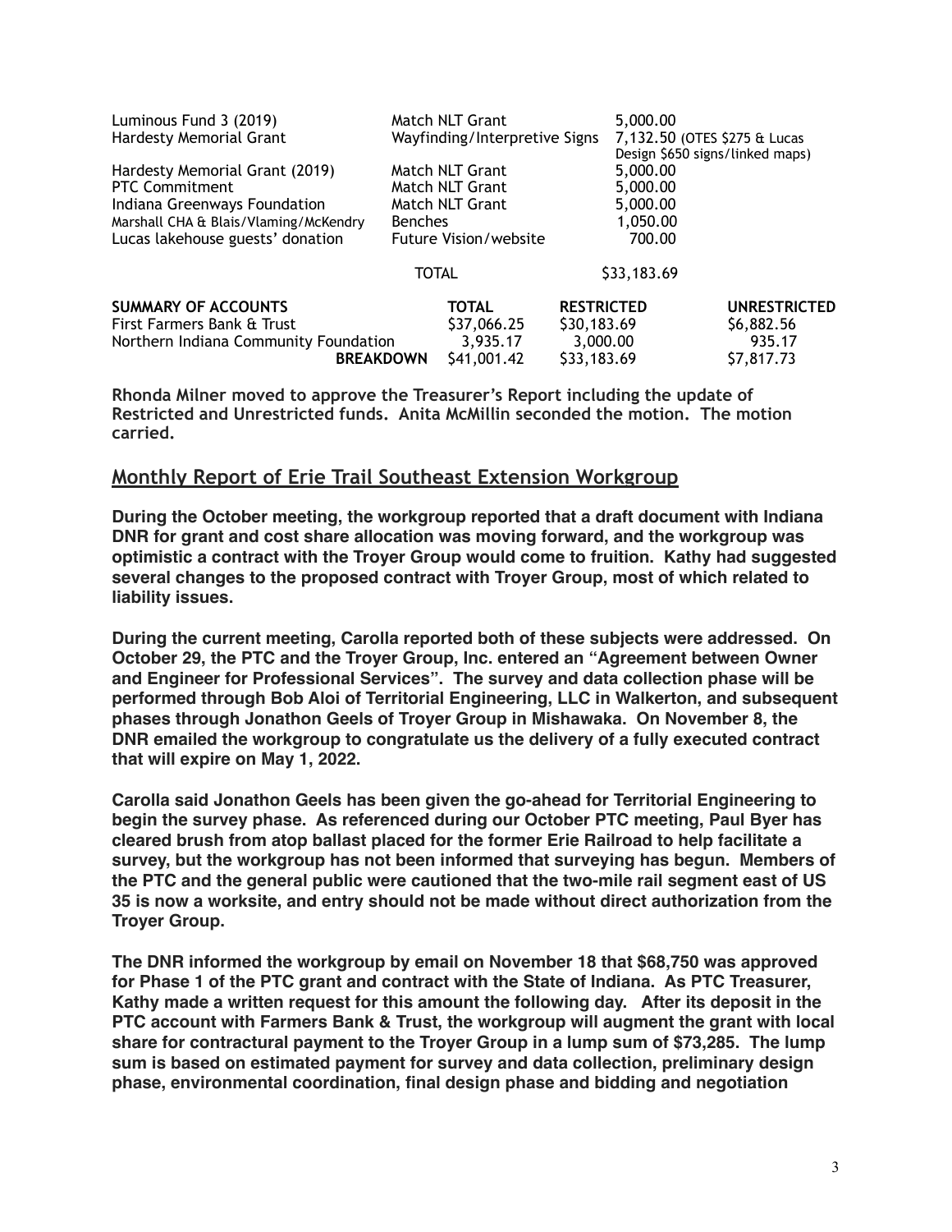| | | |
|---|---|---|
| Luminous Fund 3 (2019) | Match NLT Grant | 5,000.00 |
| Hardesty Memorial Grant | Wayfinding/Interpretive Signs | 7,132.50 (OTES $275 & Lucas Design $650 signs/linked maps) |
| Hardesty Memorial Grant (2019) | Match NLT Grant | 5,000.00 |
| PTC Commitment | Match NLT Grant | 5,000.00 |
| Indiana Greenways Foundation | Match NLT Grant | 5,000.00 |
| Marshall CHA & Blais/Vlaming/McKendry | Benches | 1,050.00 |
| Lucas lakehouse guests' donation | Future Vision/website | 700.00 |
| | TOTAL | $33,183.69 |

| SUMMARY OF ACCOUNTS | TOTAL | RESTRICTED | UNRESTRICTED |
|---|---|---|---|
| First Farmers Bank & Trust | $37,066.25 | $30,183.69 | $6,882.56 |
| Northern Indiana Community Foundation | 3,935.17 | 3,000.00 | 935.17 |
| **BREAKDOWN** | $41,001.42 | $33,183.69 | $7,817.73 |

**Rhonda Milner moved to approve the Treasurer's Report including the update of Restricted and Unrestricted funds. Anita McMillin seconded the motion. The motion carried.**

## Monthly Report of Erie Trail Southeast Extension Workgroup

**During the October meeting, the workgroup reported that a draft document with Indiana DNR for grant and cost share allocation was moving forward, and the workgroup was optimistic a contract with the Troyer Group would come to fruition. Kathy had suggested several changes to the proposed contract with Troyer Group, most of which related to liability issues.**

**During the current meeting, Carolla reported both of these subjects were addressed. On October 29, the PTC and the Troyer Group, Inc. entered an "Agreement between Owner and Engineer for Professional Services". The survey and data collection phase will be performed through Bob Aloi of Territorial Engineering, LLC in Walkerton, and subsequent phases through Jonathon Geels of Troyer Group in Mishawaka. On November 8, the DNR emailed the workgroup to congratulate us the delivery of a fully executed contract that will expire on May 1, 2022.**

**Carolla said Jonathon Geels has been given the go-ahead for Territorial Engineering to begin the survey phase. As referenced during our October PTC meeting, Paul Byer has cleared brush from atop ballast placed for the former Erie Railroad to help facilitate a survey, but the workgroup has not been informed that surveying has begun. Members of the PTC and the general public were cautioned that the two-mile rail segment east of US 35 is now a worksite, and entry should not be made without direct authorization from the Troyer Group.**

**The DNR informed the workgroup by email on November 18 that $68,750 was approved for Phase 1 of the PTC grant and contract with the State of Indiana. As PTC Treasurer, Kathy made a written request for this amount the following day. After its deposit in the PTC account with Farmers Bank & Trust, the workgroup will augment the grant with local share for contractural payment to the Troyer Group in a lump sum of $73,285. The lump sum is based on estimated payment for survey and data collection, preliminary design phase, environmental coordination, final design phase and bidding and negotiation**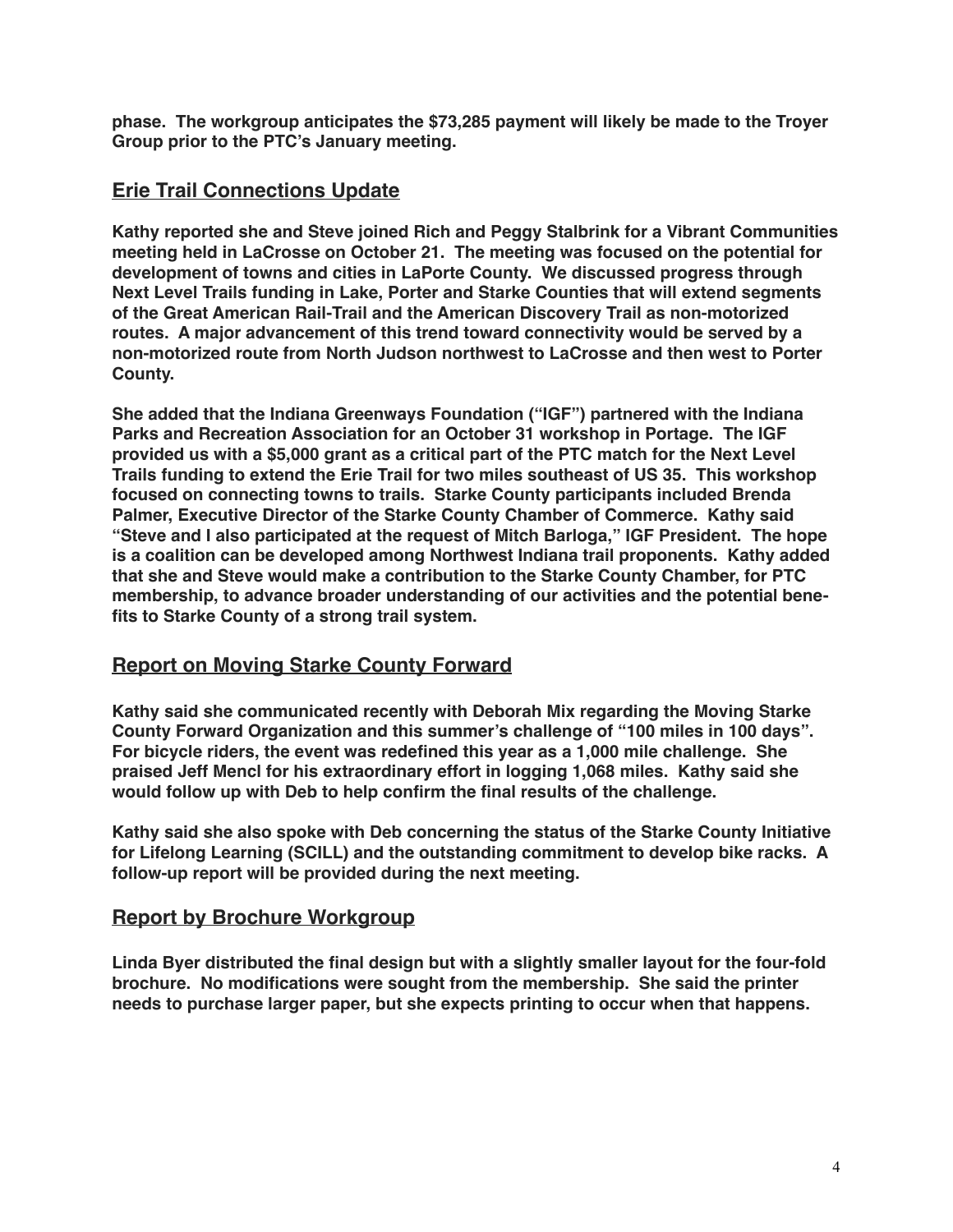**phase. The workgroup anticipates the $73,285 payment will likely be made to the Troyer Group prior to the PTC's January meeting.**

## Erie Trail Connections Update

**Kathy reported she and Steve joined Rich and Peggy Stalbrink for a Vibrant Communities meeting held in LaCrosse on October 21. The meeting was focused on the potential for development of towns and cities in LaPorte County. We discussed progress through Next Level Trails funding in Lake, Porter and Starke Counties that will extend segments of the Great American Rail-Trail and the American Discovery Trail as non-motorized routes. A major advancement of this trend toward connectivity would be served by a non-motorized route from North Judson northwest to LaCrosse and then west to Porter County.**

**She added that the Indiana Greenways Foundation ("IGF") partnered with the Indiana Parks and Recreation Association for an October 31 workshop in Portage. The IGF provided us with a $5,000 grant as a critical part of the PTC match for the Next Level Trails funding to extend the Erie Trail for two miles southeast of US 35. This workshop focused on connecting towns to trails. Starke County participants included Brenda Palmer, Executive Director of the Starke County Chamber of Commerce. Kathy said "Steve and I also participated at the request of Mitch Barloga," IGF President. The hope is a coalition can be developed among Northwest Indiana trail proponents. Kathy added that she and Steve would make a contribution to the Starke County Chamber, for PTC membership, to advance broader understanding of our activities and the potential benefits to Starke County of a strong trail system.**

## Report on Moving Starke County Forward

**Kathy said she communicated recently with Deborah Mix regarding the Moving Starke County Forward Organization and this summer's challenge of "100 miles in 100 days". For bicycle riders, the event was redefined this year as a 1,000 mile challenge. She praised Jeff Mencl for his extraordinary effort in logging 1,068 miles. Kathy said she would follow up with Deb to help confirm the final results of the challenge.**

**Kathy said she also spoke with Deb concerning the status of the Starke County Initiative for Lifelong Learning (SCILL) and the outstanding commitment to develop bike racks. A follow-up report will be provided during the next meeting.**

## Report by Brochure Workgroup

**Linda Byer distributed the final design but with a slightly smaller layout for the four-fold brochure. No modifications were sought from the membership. She said the printer needs to purchase larger paper, but she expects printing to occur when that happens.**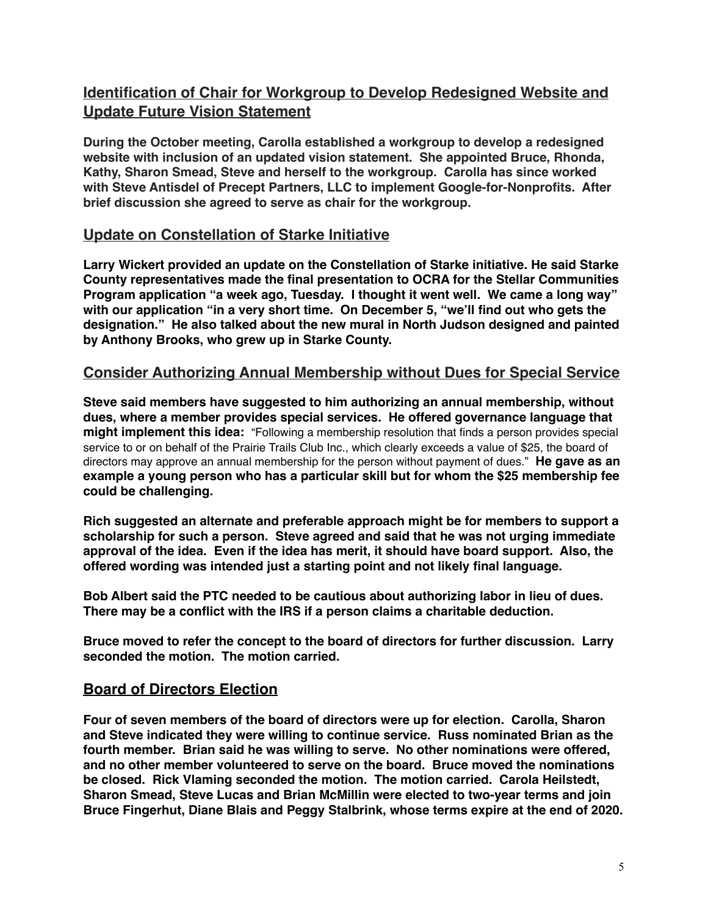## Identification of Chair for Workgroup to Develop Redesigned Website and Update Future Vision Statement

**During the October meeting, Carolla established a workgroup to develop a redesigned website with inclusion of an updated vision statement. She appointed Bruce, Rhonda, Kathy, Sharon Smead, Steve and herself to the workgroup. Carolla has since worked with Steve Antisdel of Precept Partners, LLC to implement Google-for-Nonprofits. After brief discussion she agreed to serve as chair for the workgroup.**

## Update on Constellation of Starke Initiative

**Larry Wickert provided an update on the Constellation of Starke initiative. He said Starke County representatives made the final presentation to OCRA for the Stellar Communities Program application "a week ago, Tuesday. I thought it went well. We came a long way" with our application "in a very short time. On December 5, "we'll find out who gets the designation." He also talked about the new mural in North Judson designed and painted by Anthony Brooks, who grew up in Starke County.**

## Consider Authorizing Annual Membership without Dues for Special Service

**Steve said members have suggested to him authorizing an annual membership, without dues, where a member provides special services. He offered governance language that might implement this idea:** "Following a membership resolution that finds a person provides special service to or on behalf of the Prairie Trails Club Inc., which clearly exceeds a value of $25, the board of directors may approve an annual membership for the person without payment of dues." **He gave as an example a young person who has a particular skill but for whom the $25 membership fee could be challenging.**

**Rich suggested an alternate and preferable approach might be for members to support a scholarship for such a person. Steve agreed and said that he was not urging immediate approval of the idea. Even if the idea has merit, it should have board support. Also, the offered wording was intended just a starting point and not likely final language.**

**Bob Albert said the PTC needed to be cautious about authorizing labor in lieu of dues. There may be a conflict with the IRS if a person claims a charitable deduction.**

**Bruce moved to refer the concept to the board of directors for further discussion. Larry seconded the motion. The motion carried.**

## Board of Directors Election

**Four of seven members of the board of directors were up for election. Carolla, Sharon and Steve indicated they were willing to continue service. Russ nominated Brian as the fourth member. Brian said he was willing to serve. No other nominations were offered, and no other member volunteered to serve on the board. Bruce moved the nominations be closed. Rick Vlaming seconded the motion. The motion carried. Carola Heilstedt, Sharon Smead, Steve Lucas and Brian McMillin were elected to two-year terms and join Bruce Fingerhut, Diane Blais and Peggy Stalbrink, whose terms expire at the end of 2020.**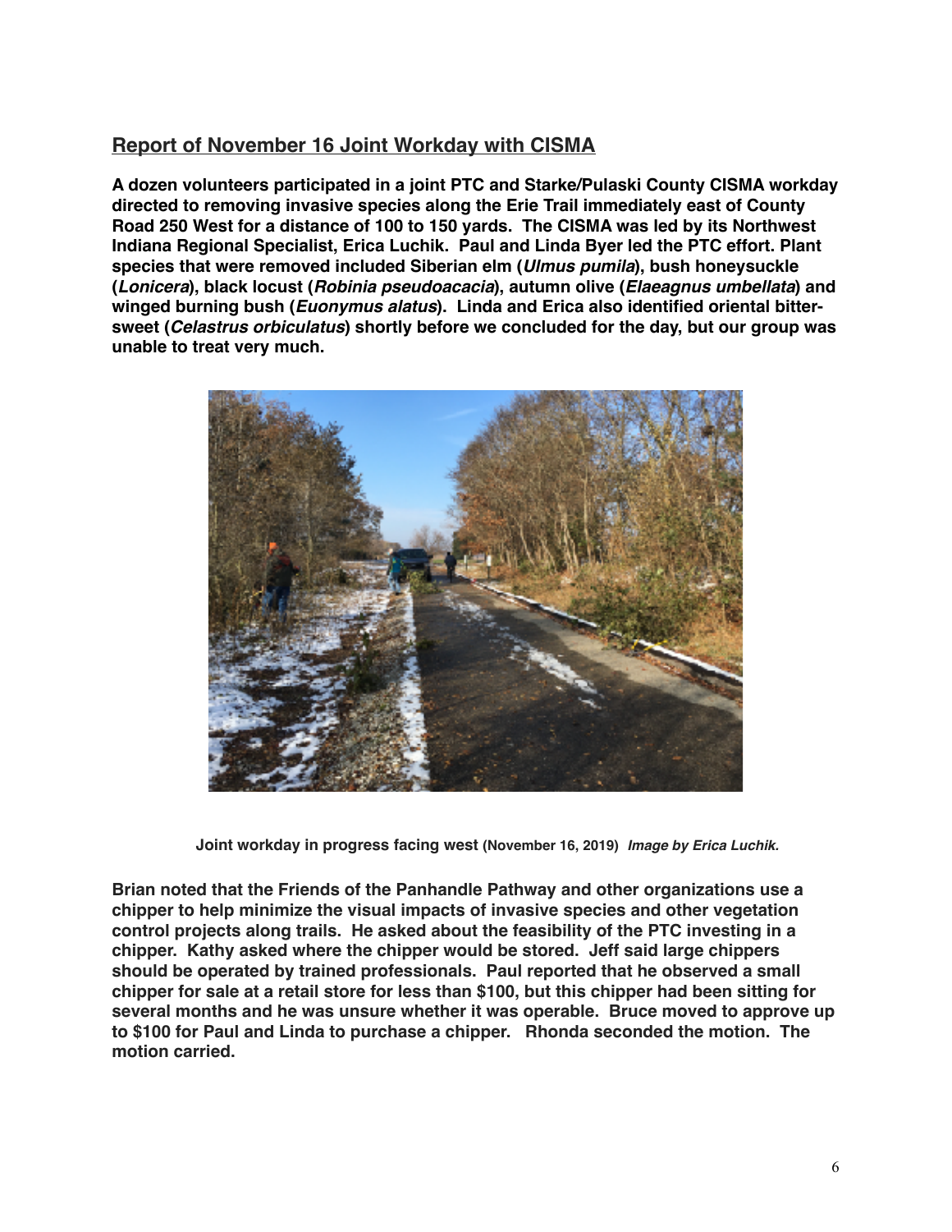## Report of November 16 Joint Workday with CISMA

**A dozen volunteers participated in a joint PTC and Starke/Pulaski County CISMA workday directed to removing invasive species along the Erie Trail immediately east of County Road 250 West for a distance of 100 to 150 yards. The CISMA was led by its Northwest Indiana Regional Specialist, Erica Luchik. Paul and Linda Byer led the PTC effort. Plant species that were removed included Siberian elm (*Ulmus pumila*), bush honeysuckle (*Lonicera*), black locust (*Robinia pseudoacacia*), autumn olive (*Elaeagnus umbellata*) and winged burning bush (*Euonymus alatus*). Linda and Erica also identified oriental bitter-sweet (*Celastrus orbiculatus*) shortly before we concluded for the day, but our group was unable to treat very much.**

**Joint workday in progress facing west (November 16, 2019)** ***Image by Erica Luchik.***

**Brian noted that the Friends of the Panhandle Pathway and other organizations use a chipper to help minimize the visual impacts of invasive species and other vegetation control projects along trails. He asked about the feasibility of the PTC investing in a chipper. Kathy asked where the chipper would be stored. Jeff said large chippers should be operated by trained professionals. Paul reported that he observed a small chipper for sale at a retail store for less than $100, but this chipper had been sitting for several months and he was unsure whether it was operable. Bruce moved to approve up to $100 for Paul and Linda to purchase a chipper. Rhonda seconded the motion. The motion carried.**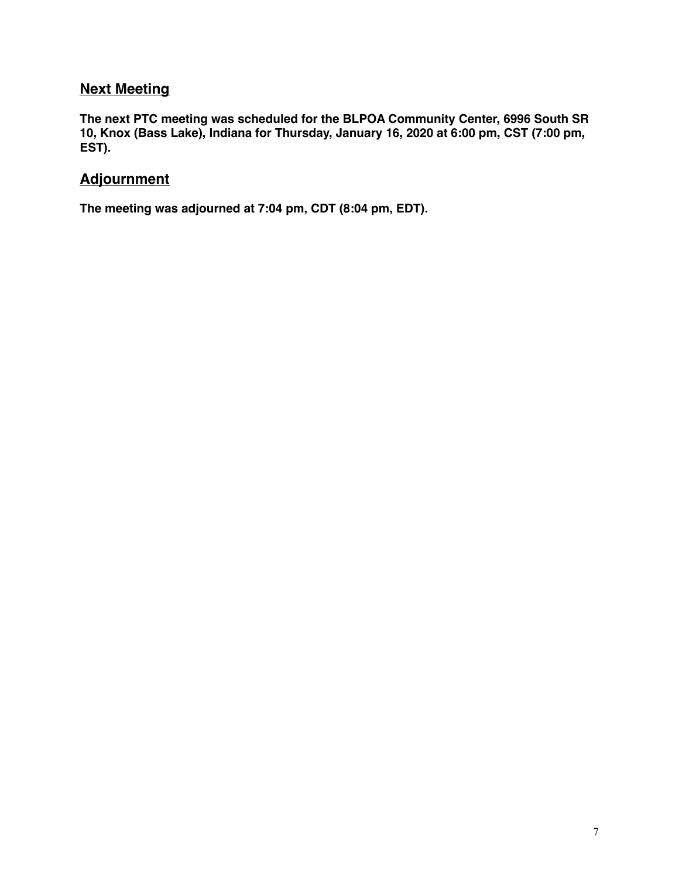## Next Meeting

**The next PTC meeting was scheduled for the BLPOA Community Center, 6996 South SR 10, Knox (Bass Lake), Indiana for Thursday, January 16, 2020 at 6:00 pm, CST (7:00 pm, EST).**

## Adjournment

**The meeting was adjourned at 7:04 pm, CDT (8:04 pm, EDT).**